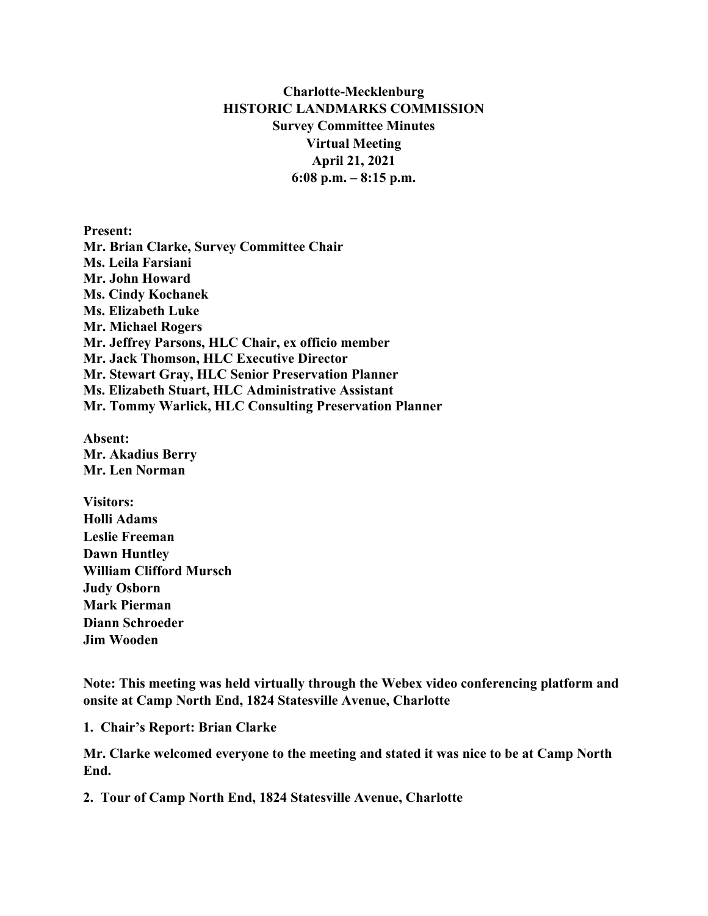**Charlotte-Mecklenburg**
**HISTORIC LANDMARKS COMMISSION**
**Survey Committee Minutes**
**Virtual Meeting**
**April 21, 2021**
**6:08 p.m. – 8:15 p.m.**

**Present:**
**Mr. Brian Clarke, Survey Committee Chair**
**Ms. Leila Farsiani**
**Mr. John Howard**
**Ms. Cindy Kochanek**
**Ms. Elizabeth Luke**
**Mr. Michael Rogers**
**Mr. Jeffrey Parsons, HLC Chair, ex officio member**
**Mr. Jack Thomson, HLC Executive Director**
**Mr. Stewart Gray, HLC Senior Preservation Planner**
**Ms. Elizabeth Stuart, HLC Administrative Assistant**
**Mr. Tommy Warlick, HLC Consulting Preservation Planner**

**Absent:**
**Mr. Akadius Berry**
**Mr. Len Norman**

**Visitors:**
**Holli Adams**
**Leslie Freeman**
**Dawn Huntley**
**William Clifford Mursch**
**Judy Osborn**
**Mark Pierman**
**Diann Schroeder**
**Jim Wooden**

**Note: This meeting was held virtually through the Webex video conferencing platform and onsite at Camp North End, 1824 Statesville Avenue, Charlotte**

**1. Chair's Report: Brian Clarke**

**Mr. Clarke welcomed everyone to the meeting and stated it was nice to be at Camp North End.**

**2. Tour of Camp North End, 1824 Statesville Avenue, Charlotte**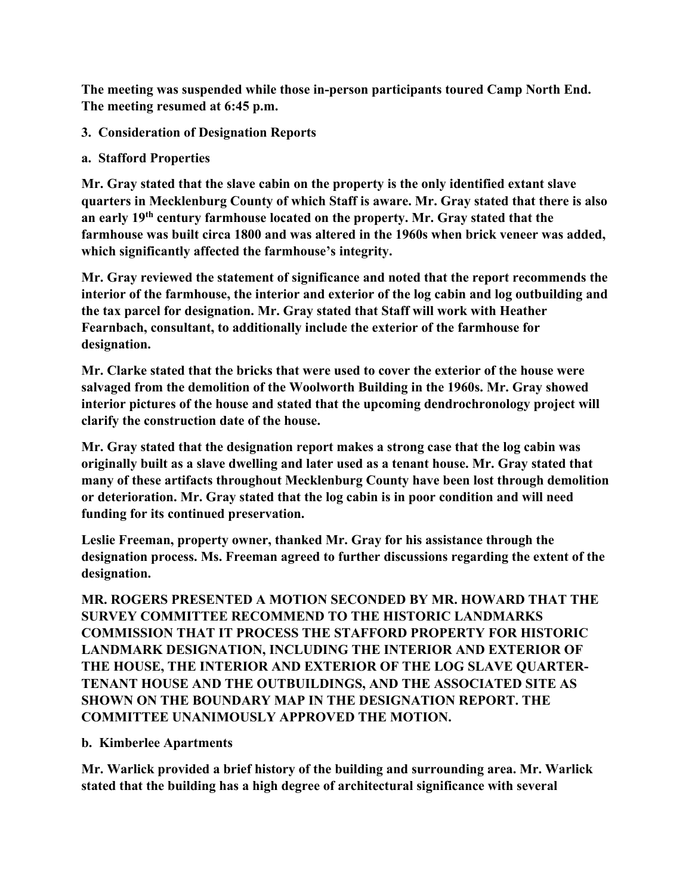**The meeting was suspended while those in-person participants toured Camp North End. The meeting resumed at 6:45 p.m.**

**3. Consideration of Designation Reports**

**a. Stafford Properties**

**Mr. Gray stated that the slave cabin on the property is the only identified extant slave quarters in Mecklenburg County of which Staff is aware. Mr. Gray stated that there is also an early 19th century farmhouse located on the property. Mr. Gray stated that the farmhouse was built circa 1800 and was altered in the 1960s when brick veneer was added, which significantly affected the farmhouse's integrity.**

**Mr. Gray reviewed the statement of significance and noted that the report recommends the interior of the farmhouse, the interior and exterior of the log cabin and log outbuilding and the tax parcel for designation. Mr. Gray stated that Staff will work with Heather Fearnbach, consultant, to additionally include the exterior of the farmhouse for designation.**

**Mr. Clarke stated that the bricks that were used to cover the exterior of the house were salvaged from the demolition of the Woolworth Building in the 1960s. Mr. Gray showed interior pictures of the house and stated that the upcoming dendrochronology project will clarify the construction date of the house.**

**Mr. Gray stated that the designation report makes a strong case that the log cabin was originally built as a slave dwelling and later used as a tenant house. Mr. Gray stated that many of these artifacts throughout Mecklenburg County have been lost through demolition or deterioration. Mr. Gray stated that the log cabin is in poor condition and will need funding for its continued preservation.**

**Leslie Freeman, property owner, thanked Mr. Gray for his assistance through the designation process. Ms. Freeman agreed to further discussions regarding the extent of the designation.**

**MR. ROGERS PRESENTED A MOTION SECONDED BY MR. HOWARD THAT THE SURVEY COMMITTEE RECOMMEND TO THE HISTORIC LANDMARKS COMMISSION THAT IT PROCESS THE STAFFORD PROPERTY FOR HISTORIC LANDMARK DESIGNATION, INCLUDING THE INTERIOR AND EXTERIOR OF THE HOUSE, THE INTERIOR AND EXTERIOR OF THE LOG SLAVE QUARTER-TENANT HOUSE AND THE OUTBUILDINGS, AND THE ASSOCIATED SITE AS SHOWN ON THE BOUNDARY MAP IN THE DESIGNATION REPORT. THE COMMITTEE UNANIMOUSLY APPROVED THE MOTION.**

**b. Kimberlee Apartments**

**Mr. Warlick provided a brief history of the building and surrounding area. Mr. Warlick stated that the building has a high degree of architectural significance with several**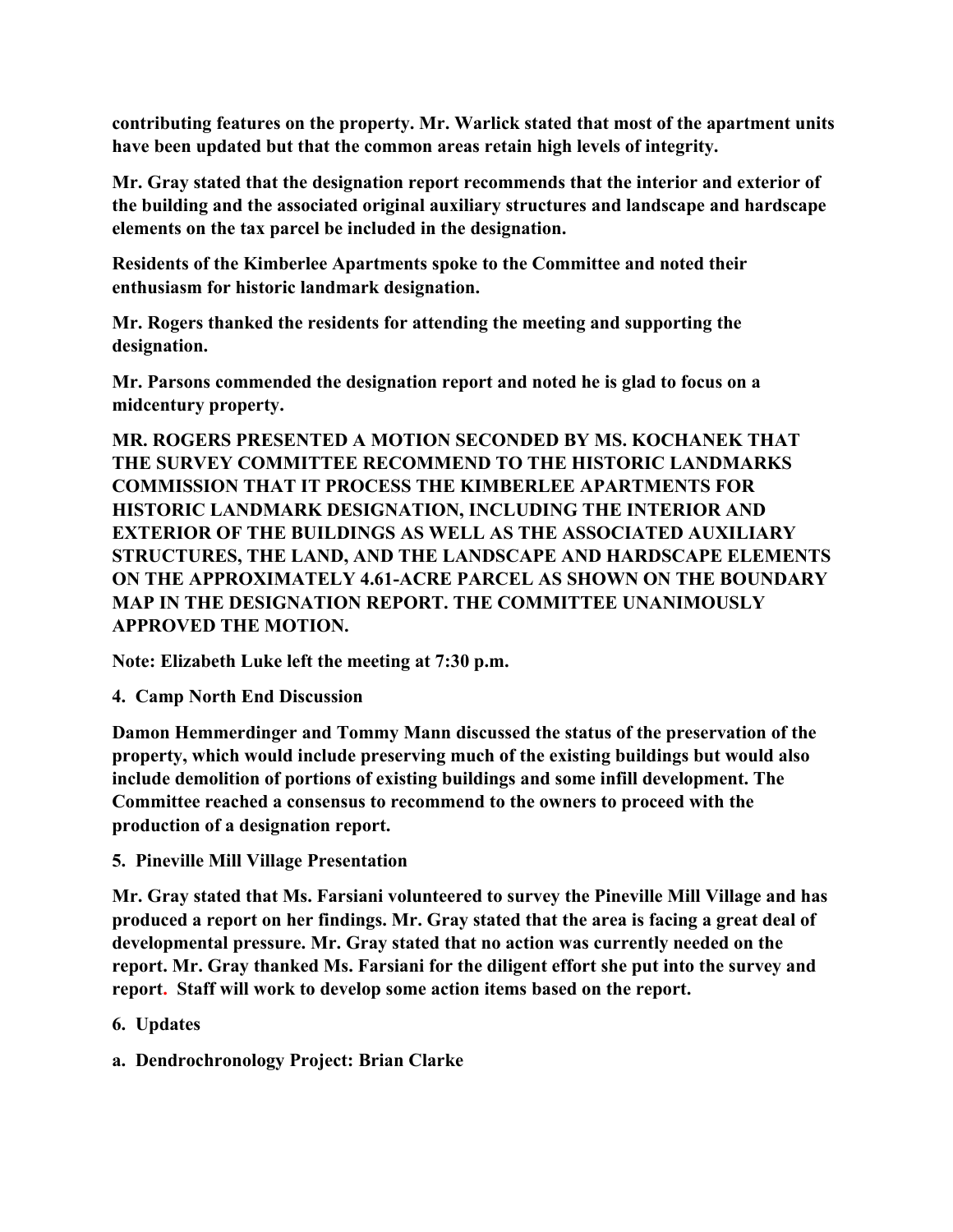**contributing features on the property. Mr. Warlick stated that most of the apartment units have been updated but that the common areas retain high levels of integrity.**

**Mr. Gray stated that the designation report recommends that the interior and exterior of the building and the associated original auxiliary structures and landscape and hardscape elements on the tax parcel be included in the designation.**

**Residents of the Kimberlee Apartments spoke to the Committee and noted their enthusiasm for historic landmark designation.**

**Mr. Rogers thanked the residents for attending the meeting and supporting the designation.**

**Mr. Parsons commended the designation report and noted he is glad to focus on a midcentury property.**

**MR. ROGERS PRESENTED A MOTION SECONDED BY MS. KOCHANEK THAT THE SURVEY COMMITTEE RECOMMEND TO THE HISTORIC LANDMARKS COMMISSION THAT IT PROCESS THE KIMBERLEE APARTMENTS FOR HISTORIC LANDMARK DESIGNATION, INCLUDING THE INTERIOR AND EXTERIOR OF THE BUILDINGS AS WELL AS THE ASSOCIATED AUXILIARY STRUCTURES, THE LAND, AND THE LANDSCAPE AND HARDSCAPE ELEMENTS ON THE APPROXIMATELY 4.61-ACRE PARCEL AS SHOWN ON THE BOUNDARY MAP IN THE DESIGNATION REPORT. THE COMMITTEE UNANIMOUSLY APPROVED THE MOTION.**

**Note: Elizabeth Luke left the meeting at 7:30 p.m.**

**4. Camp North End Discussion**

**Damon Hemmerdinger and Tommy Mann discussed the status of the preservation of the property, which would include preserving much of the existing buildings but would also include demolition of portions of existing buildings and some infill development. The Committee reached a consensus to recommend to the owners to proceed with the production of a designation report.**

**5. Pineville Mill Village Presentation**

**Mr. Gray stated that Ms. Farsiani volunteered to survey the Pineville Mill Village and has produced a report on her findings. Mr. Gray stated that the area is facing a great deal of developmental pressure. Mr. Gray stated that no action was currently needed on the report. Mr. Gray thanked Ms. Farsiani for the diligent effort she put into the survey and report. Staff will work to develop some action items based on the report.**

**6. Updates**

**a. Dendrochronology Project: Brian Clarke**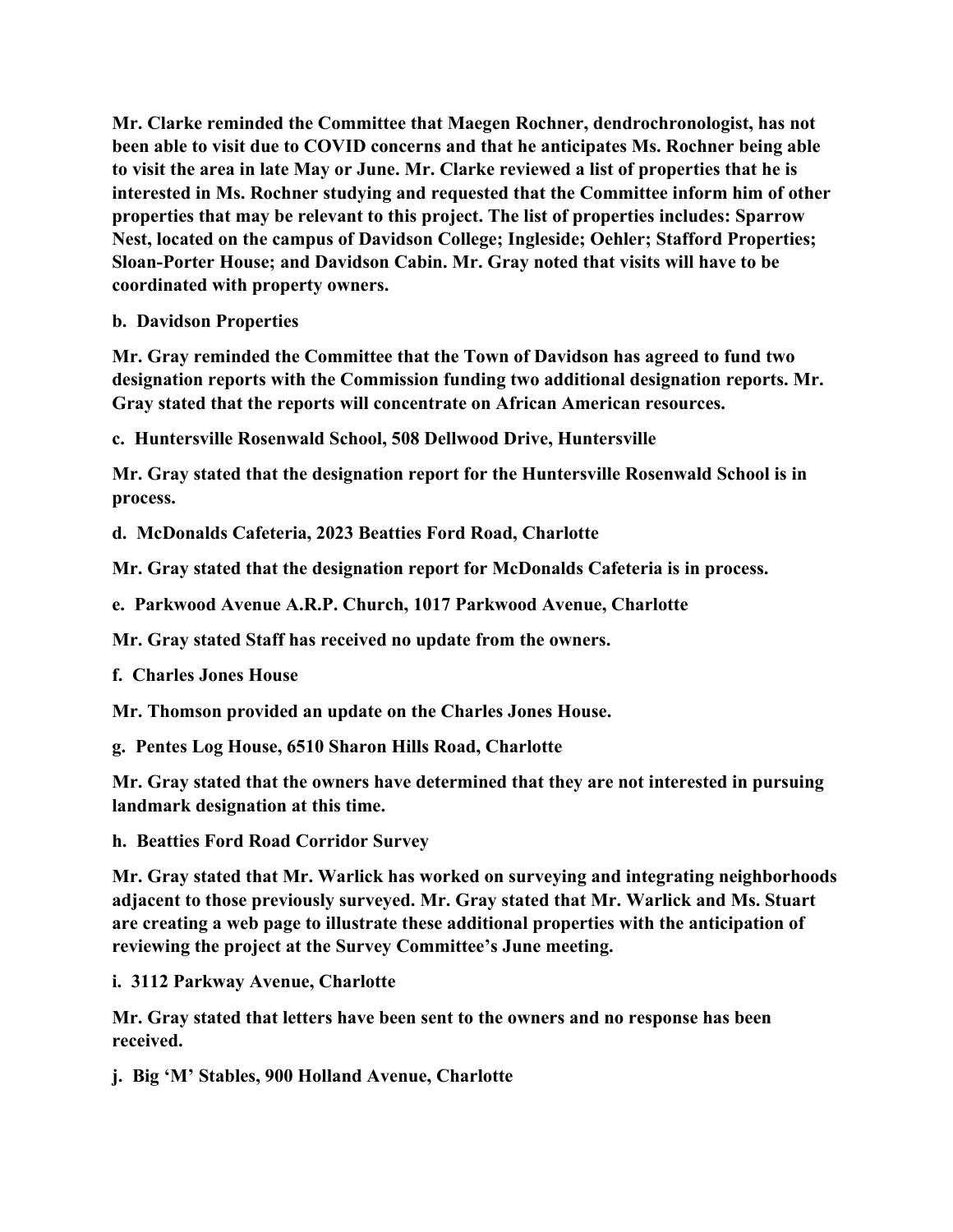**Mr. Clarke reminded the Committee that Maegen Rochner, dendrochronologist, has not been able to visit due to COVID concerns and that he anticipates Ms. Rochner being able to visit the area in late May or June. Mr. Clarke reviewed a list of properties that he is interested in Ms. Rochner studying and requested that the Committee inform him of other properties that may be relevant to this project. The list of properties includes: Sparrow Nest, located on the campus of Davidson College; Ingleside; Oehler; Stafford Properties; Sloan-Porter House; and Davidson Cabin. Mr. Gray noted that visits will have to be coordinated with property owners.**

**b. Davidson Properties**

**Mr. Gray reminded the Committee that the Town of Davidson has agreed to fund two designation reports with the Commission funding two additional designation reports. Mr. Gray stated that the reports will concentrate on African American resources.**

**c. Huntersville Rosenwald School, 508 Dellwood Drive, Huntersville**

**Mr. Gray stated that the designation report for the Huntersville Rosenwald School is in process.**

**d. McDonalds Cafeteria, 2023 Beatties Ford Road, Charlotte**

**Mr. Gray stated that the designation report for McDonalds Cafeteria is in process.**

**e. Parkwood Avenue A.R.P. Church, 1017 Parkwood Avenue, Charlotte**

**Mr. Gray stated Staff has received no update from the owners.**

**f. Charles Jones House**

**Mr. Thomson provided an update on the Charles Jones House.**

**g. Pentes Log House, 6510 Sharon Hills Road, Charlotte**

**Mr. Gray stated that the owners have determined that they are not interested in pursuing landmark designation at this time.**

**h. Beatties Ford Road Corridor Survey**

**Mr. Gray stated that Mr. Warlick has worked on surveying and integrating neighborhoods adjacent to those previously surveyed. Mr. Gray stated that Mr. Warlick and Ms. Stuart are creating a web page to illustrate these additional properties with the anticipation of reviewing the project at the Survey Committee's June meeting.**

**i. 3112 Parkway Avenue, Charlotte**

**Mr. Gray stated that letters have been sent to the owners and no response has been received.**

**j. Big 'M' Stables, 900 Holland Avenue, Charlotte**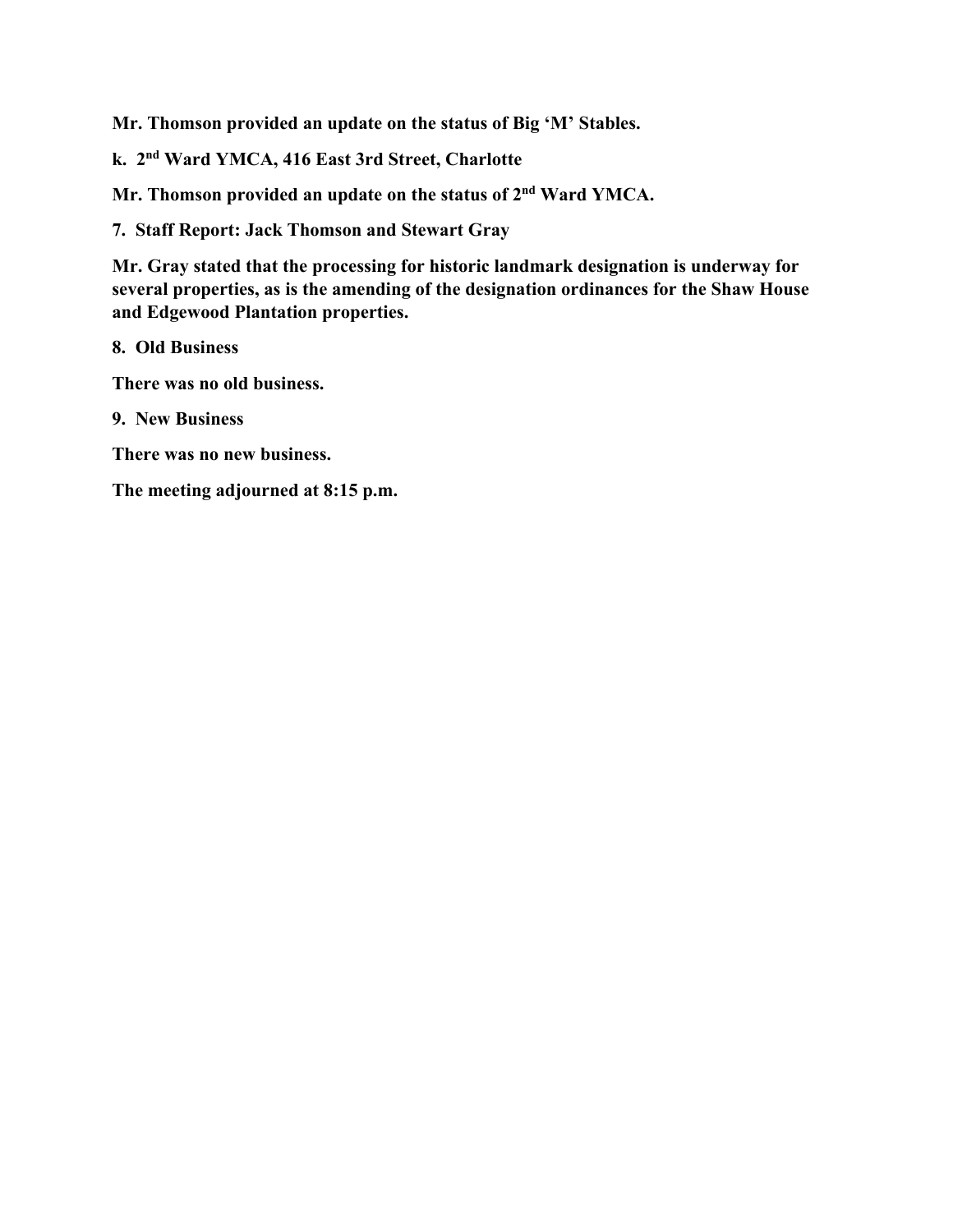**Mr. Thomson provided an update on the status of Big 'M' Stables.**

**k. 2nd Ward YMCA, 416 East 3rd Street, Charlotte**

**Mr. Thomson provided an update on the status of 2nd Ward YMCA.**

**7. Staff Report: Jack Thomson and Stewart Gray**

**Mr. Gray stated that the processing for historic landmark designation is underway for several properties, as is the amending of the designation ordinances for the Shaw House and Edgewood Plantation properties.**

**8. Old Business**

**There was no old business.**

**9. New Business**

**There was no new business.**

**The meeting adjourned at 8:15 p.m.**